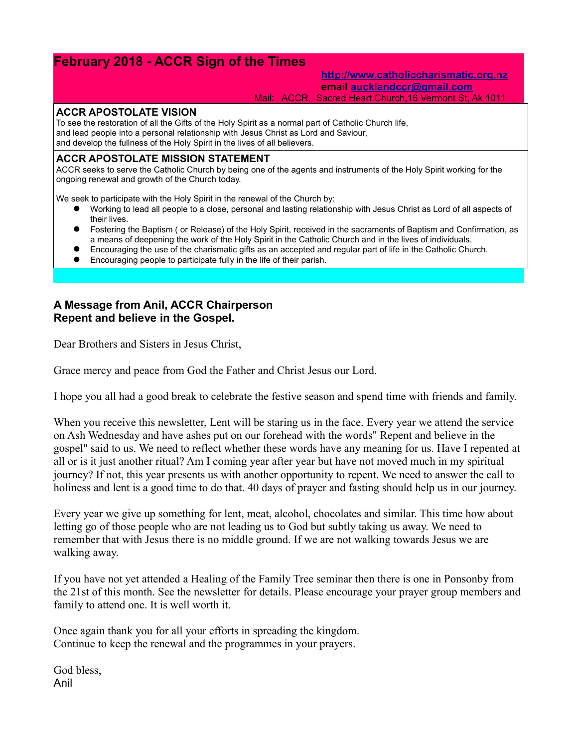# February 2018 - ACCR Sign of the Times

http://www.catholiccharismatic.org.nz
**email** aucklandccr@gmail.com
Mail: ACCR, Sacred Heart Church,16 Vermont St, Ak 1011

## ACCR APOSTOLATE VISION

To see the restoration of all the Gifts of the Holy Spirit as a normal part of Catholic Church life,
and lead people into a personal relationship with Jesus Christ as Lord and Saviour,
and develop the fullness of the Holy Spirit in the lives of all believers.

## ACCR APOSTOLATE MISSION STATEMENT

ACCR seeks to serve the Catholic Church by being one of the agents and instruments of the Holy Spirit working for the ongoing renewal and growth of the Church today.

We seek to participate with the Holy Spirit in the renewal of the Church by:

- Working to lead all people to a close, personal and lasting relationship with Jesus Christ as Lord of all aspects of their lives.
- Fostering the Baptism ( or Release) of the Holy Spirit, received in the sacraments of Baptism and Confirmation, as a means of deepening the work of the Holy Spirit in the Catholic Church and in the lives of individuals.
- Encouraging the use of the charismatic gifts as an accepted and regular part of life in the Catholic Church.
- Encouraging people to participate fully in the life of their parish.

### A Message from Anil, ACCR Chairperson
### Repent and believe in the Gospel.

Dear Brothers and Sisters in Jesus Christ,

Grace mercy and peace from God the Father and Christ Jesus our Lord.

I hope you all had a good break to celebrate the festive season and spend time with friends and family.

When you receive this newsletter, Lent will be staring us in the face. Every year we attend the service on Ash Wednesday and have ashes put on our forehead with the words" Repent and believe in the gospel" said to us. We need to reflect whether these words have any meaning for us. Have I repented at all or is it just another ritual? Am I coming year after year but have not moved much in my spiritual journey? If not, this year presents us with another opportunity to repent. We need to answer the call to holiness and lent is a good time to do that. 40 days of prayer and fasting should help us in our journey.

Every year we give up something for lent, meat, alcohol, chocolates and similar. This time how about letting go of those people who are not leading us to God but subtly taking us away. We need to remember that with Jesus there is no middle ground. If we are not walking towards Jesus we are walking away.

If you have not yet attended a Healing of the Family Tree seminar then there is one in Ponsonby from the 21st of this month. See the newsletter for details. Please encourage your prayer group members and family to attend one. It is well worth it.

Once again thank you for all your efforts in spreading the kingdom.
Continue to keep the renewal and the programmes in your prayers.

God bless,
Anil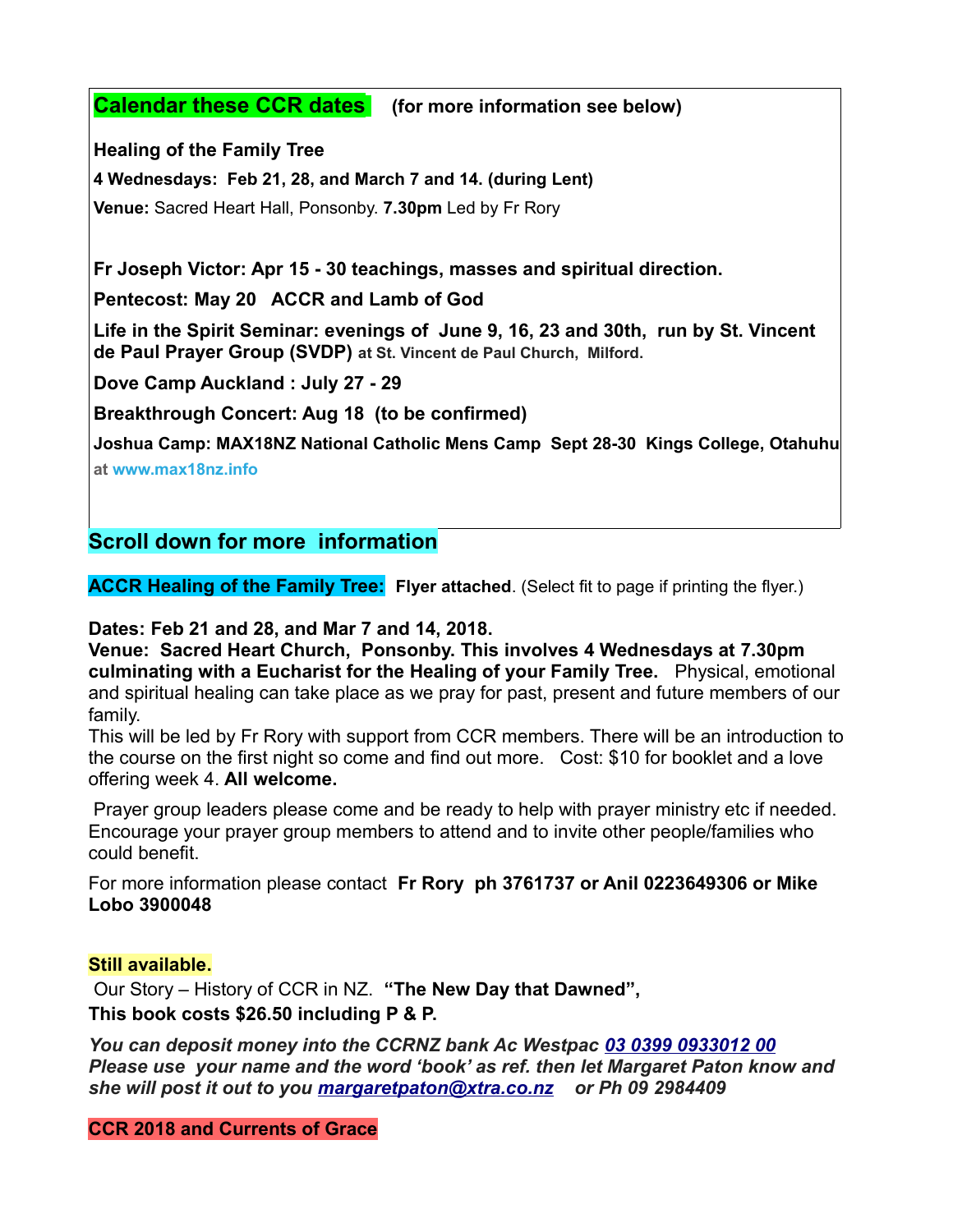**Calendar these CCR dates** **(for more information see below)**

**Healing of the Family Tree**

**4 Wednesdays: Feb 21, 28, and March 7 and 14. (during Lent)**

**Venue:** Sacred Heart Hall, Ponsonby. **7.30pm** Led by Fr Rory

**Fr Joseph Victor: Apr 15 - 30 teachings, masses and spiritual direction.**

**Pentecost: May 20 ACCR and Lamb of God**

**Life in the Spirit Seminar: evenings of June 9, 16, 23 and 30th, run by St. Vincent de Paul Prayer Group (SVDP) at St. Vincent de Paul Church, Milford.**

**Dove Camp Auckland : July 27 - 29**

**Breakthrough Concert: Aug 18 (to be confirmed)**

**Joshua Camp: MAX18NZ National Catholic Mens Camp Sept 28-30 Kings College, Otahuhu at www.max18nz.info**

## Scroll down for more information

**ACCR Healing of the Family Tree:** **Flyer attached**. (Select fit to page if printing the flyer.)

**Dates: Feb 21 and 28, and Mar 7 and 14, 2018.**
**Venue: Sacred Heart Church, Ponsonby. This involves 4 Wednesdays at 7.30pm culminating with a Eucharist for the Healing of your Family Tree.** Physical, emotional and spiritual healing can take place as we pray for past, present and future members of our family.
This will be led by Fr Rory with support from CCR members. There will be an introduction to the course on the first night so come and find out more. Cost: $10 for booklet and a love offering week 4. **All welcome.**

Prayer group leaders please come and be ready to help with prayer ministry etc if needed. Encourage your prayer group members to attend and to invite other people/families who could benefit.

For more information please contact **Fr Rory ph 3761737 or Anil 0223649306 or Mike Lobo 3900048**

**Still available.**
Our Story – History of CCR in NZ. **"The New Day that Dawned",**
**This book costs $26.50 including P & P.**

***You can deposit money into the CCRNZ bank Ac Westpac 03 0399 0933012 00***
***Please use your name and the word 'book' as ref. then let Margaret Paton know and she will post it out to you margaretpaton@xtra.co.nz or Ph 09 2984409***

**CCR 2018 and Currents of Grace**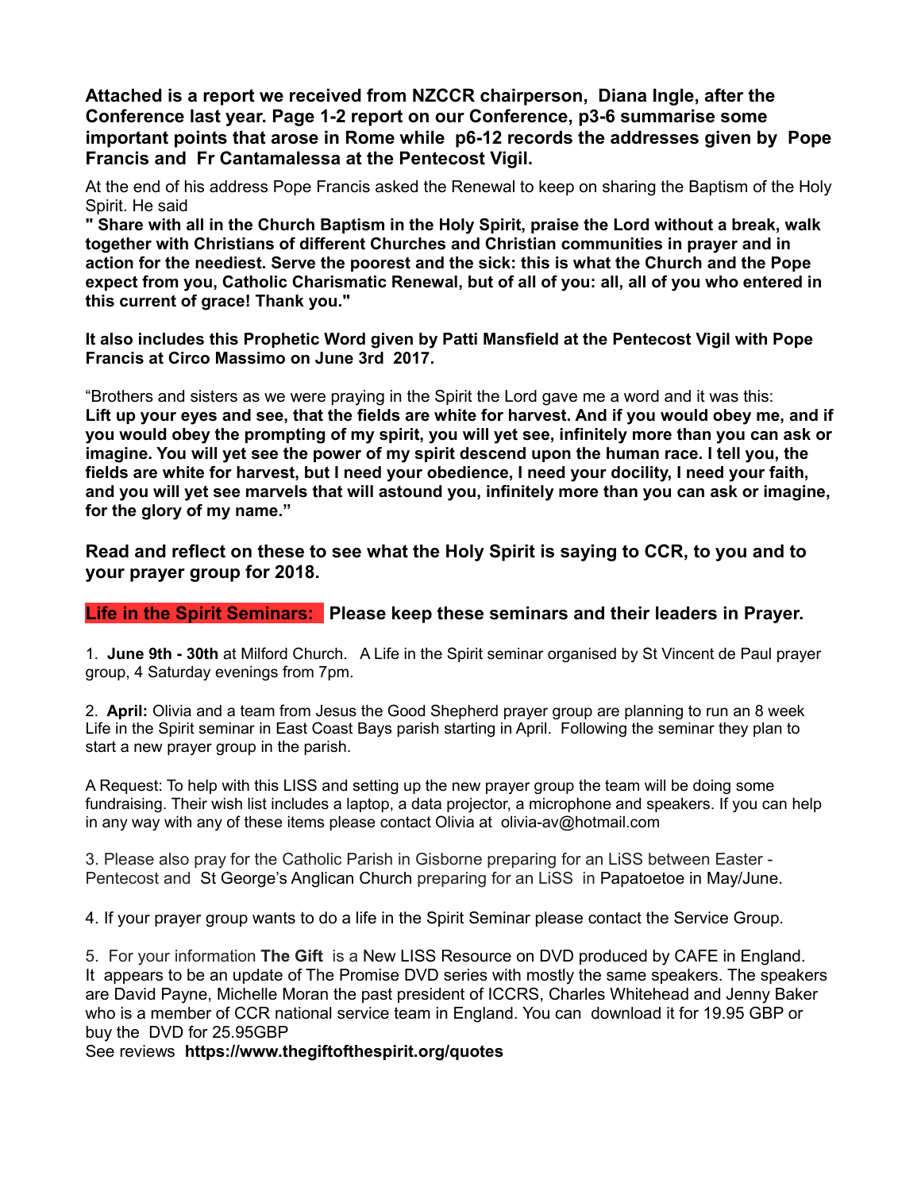**Attached is a report we received from NZCCR chairperson, Diana Ingle, after the Conference last year. Page 1-2 report on our Conference, p3-6 summarise some important points that arose in Rome while p6-12 records the addresses given by Pope Francis and Fr Cantamalessa at the Pentecost Vigil.**

At the end of his address Pope Francis asked the Renewal to keep on sharing the Baptism of the Holy Spirit. He said

**" Share with all in the Church Baptism in the Holy Spirit, praise the Lord without a break, walk together with Christians of different Churches and Christian communities in prayer and in action for the neediest. Serve the poorest and the sick: this is what the Church and the Pope expect from you, Catholic Charismatic Renewal, but of all of you: all, all of you who entered in this current of grace! Thank you."**

**It also includes this Prophetic Word given by Patti Mansfield at the Pentecost Vigil with Pope Francis at Circo Massimo on June 3rd 2017.**

"Brothers and sisters as we were praying in the Spirit the Lord gave me a word and it was this: **Lift up your eyes and see, that the fields are white for harvest. And if you would obey me, and if you would obey the prompting of my spirit, you will yet see, infinitely more than you can ask or imagine. You will yet see the power of my spirit descend upon the human race. I tell you, the fields are white for harvest, but I need your obedience, I need your docility, I need your faith, and you will yet see marvels that will astound you, infinitely more than you can ask or imagine, for the glory of my name."**

**Read and reflect on these to see what the Holy Spirit is saying to CCR, to you and to your prayer group for 2018.**

## Life in the Spirit Seminars: Please keep these seminars and their leaders in Prayer.

1. **June 9th - 30th** at Milford Church. A Life in the Spirit seminar organised by St Vincent de Paul prayer group, 4 Saturday evenings from 7pm.

2. **April:** Olivia and a team from Jesus the Good Shepherd prayer group are planning to run an 8 week Life in the Spirit seminar in East Coast Bays parish starting in April. Following the seminar they plan to start a new prayer group in the parish.

A Request: To help with this LISS and setting up the new prayer group the team will be doing some fundraising. Their wish list includes a laptop, a data projector, a microphone and speakers. If you can help in any way with any of these items please contact Olivia at olivia-av@hotmail.com

3. Please also pray for the Catholic Parish in Gisborne preparing for an LiSS between Easter - Pentecost and St George's Anglican Church preparing for an LiSS in Papatoetoe in May/June.

4. If your prayer group wants to do a life in the Spirit Seminar please contact the Service Group.

5. For your information **The Gift** is a New LISS Resource on DVD produced by CAFE in England. It appears to be an update of The Promise DVD series with mostly the same speakers. The speakers are David Payne, Michelle Moran the past president of ICCRS, Charles Whitehead and Jenny Baker who is a member of CCR national service team in England. You can download it for 19.95 GBP or buy the DVD for 25.95GBP

See reviews **https://www.thegiftofthespirit.org/quotes**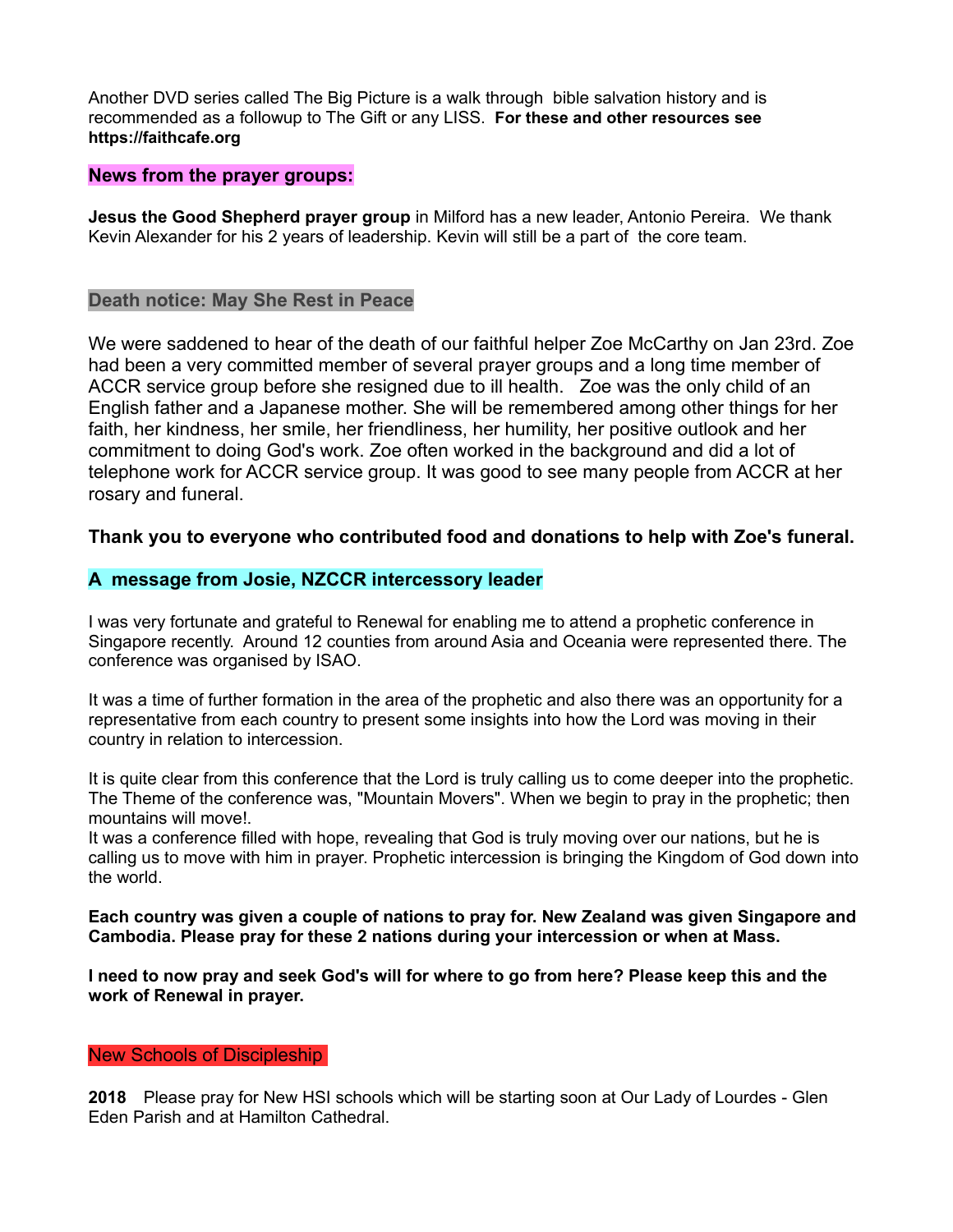Another DVD series called The Big Picture is a walk through bible salvation history and is recommended as a followup to The Gift or any LISS. **For these and other resources see https://faithcafe.org**

## News from the prayer groups:

**Jesus the Good Shepherd prayer group** in Milford has a new leader, Antonio Pereira. We thank Kevin Alexander for his 2 years of leadership. Kevin will still be a part of the core team.

## Death notice: May She Rest in Peace

We were saddened to hear of the death of our faithful helper Zoe McCarthy on Jan 23rd. Zoe had been a very committed member of several prayer groups and a long time member of ACCR service group before she resigned due to ill health. Zoe was the only child of an English father and a Japanese mother. She will be remembered among other things for her faith, her kindness, her smile, her friendliness, her humility, her positive outlook and her commitment to doing God's work. Zoe often worked in the background and did a lot of telephone work for ACCR service group. It was good to see many people from ACCR at her rosary and funeral.

**Thank you to everyone who contributed food and donations to help with Zoe's funeral.**

## A message from Josie, NZCCR intercessory leader

I was very fortunate and grateful to Renewal for enabling me to attend a prophetic conference in Singapore recently. Around 12 counties from around Asia and Oceania were represented there. The conference was organised by ISAO.

It was a time of further formation in the area of the prophetic and also there was an opportunity for a representative from each country to present some insights into how the Lord was moving in their country in relation to intercession.

It is quite clear from this conference that the Lord is truly calling us to come deeper into the prophetic. The Theme of the conference was, "Mountain Movers". When we begin to pray in the prophetic; then mountains will move!.
It was a conference filled with hope, revealing that God is truly moving over our nations, but he is calling us to move with him in prayer. Prophetic intercession is bringing the Kingdom of God down into the world.

**Each country was given a couple of nations to pray for. New Zealand was given Singapore and Cambodia. Please pray for these 2 nations during your intercession or when at Mass.**

**I need to now pray and seek God's will for where to go from here? Please keep this and the work of Renewal in prayer.**

## New Schools of Discipleship

**2018** Please pray for New HSI schools which will be starting soon at Our Lady of Lourdes - Glen Eden Parish and at Hamilton Cathedral.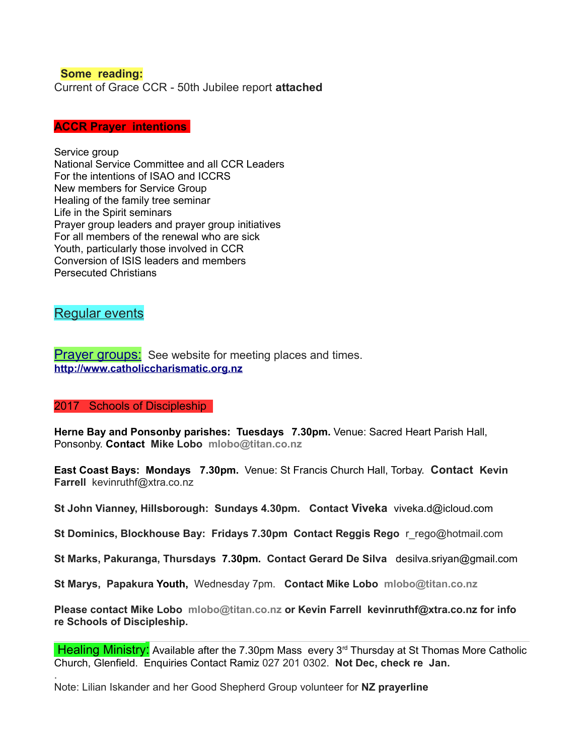**Some reading:**

Current of Grace CCR - 50th Jubilee report **attached**

## ACCR Prayer intentions

Service group
National Service Committee and all CCR Leaders
For the intentions of ISAO and ICCRS
New members for Service Group
Healing of the family tree seminar
Life in the Spirit seminars
Prayer group leaders and prayer group initiatives
For all members of the renewal who are sick
Youth, particularly those involved in CCR
Conversion of ISIS leaders and members
Persecuted Christians

## Regular events

Prayer groups: See website for meeting places and times.
**http://www.catholiccharismatic.org.nz**

## 2017 Schools of Discipleship

**Herne Bay and Ponsonby parishes: Tuesdays 7.30pm.** Venue: Sacred Heart Parish Hall, Ponsonby. **Contact Mike Lobo** **mlobo@titan.co.nz**

**East Coast Bays: Mondays 7.30pm.** Venue: St Francis Church Hall, Torbay. **Contact Kevin Farrell** kevinruthf@xtra.co.nz

**St John Vianney, Hillsborough: Sundays 4.30pm. Contact Viveka** viveka.d@icloud.com

**St Dominics, Blockhouse Bay: Fridays 7.30pm Contact Reggis Rego** r_rego@hotmail.com

**St Marks, Pakuranga, Thursdays 7.30pm. Contact Gerard De Silva** desilva.sriyan@gmail.com

**St Marys, Papakura Youth,** Wednesday 7pm. **Contact Mike Lobo** **mlobo@titan.co.nz**

**Please contact Mike Lobo mlobo@titan.co.nz or Kevin Farrell kevinruthf@xtra.co.nz for info re Schools of Discipleship.**

---

Healing Ministry: Available after the 7.30pm Mass every 3rd Thursday at St Thomas More Catholic Church, Glenfield. Enquiries Contact Ramiz 027 201 0302. **Not Dec, check re Jan.**

.

Note: Lilian Iskander and her Good Shepherd Group volunteer for **NZ prayerline**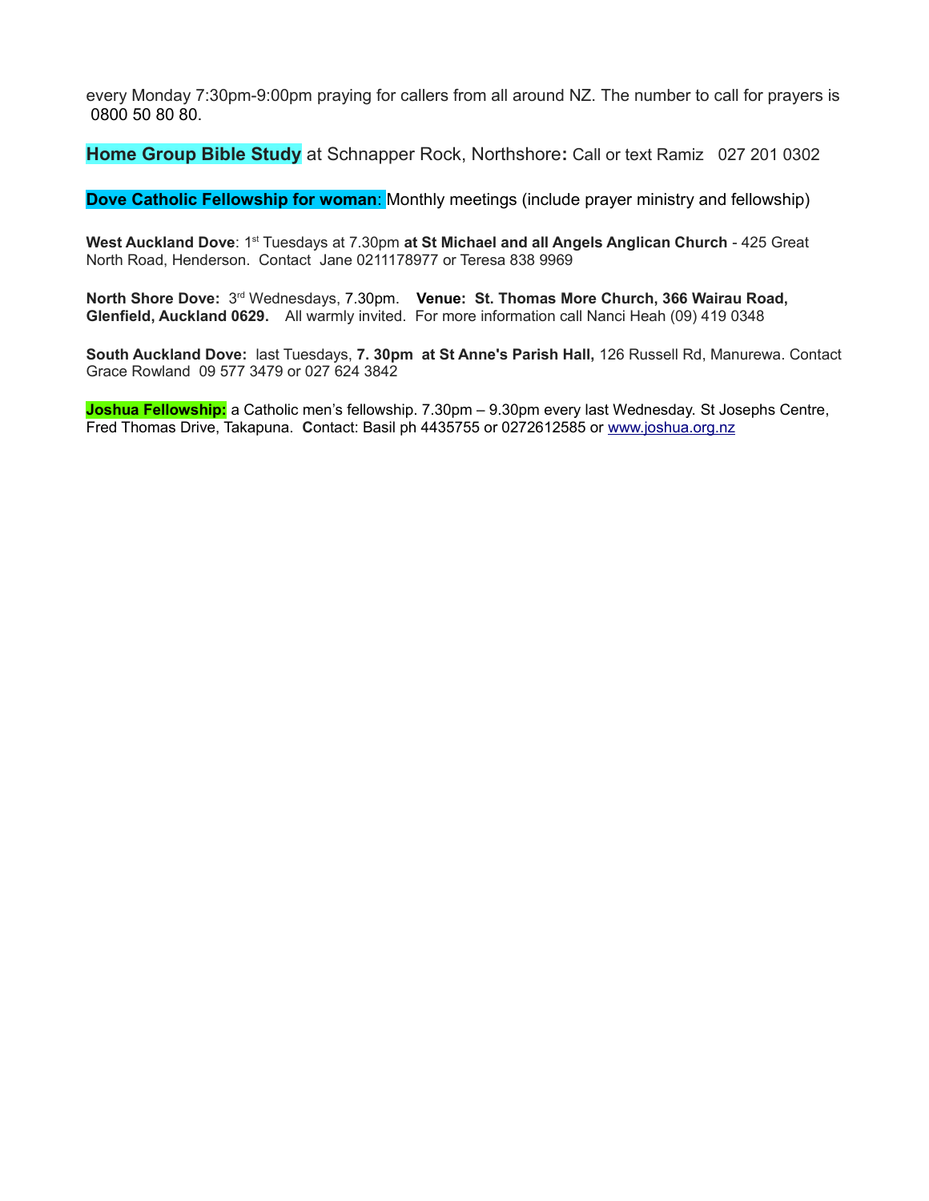every Monday 7:30pm-9:00pm praying for callers from all around NZ. The number to call for prayers is 0800 50 80 80.

**Home Group Bible Study** at Schnapper Rock, Northshore**:** Call or text Ramiz 027 201 0302

**Dove Catholic Fellowship for woman**: Monthly meetings (include prayer ministry and fellowship)

**West Auckland Dove**: 1st Tuesdays at 7.30pm **at St Michael and all Angels Anglican Church** - 425 Great North Road, Henderson. Contact Jane 0211178977 or Teresa 838 9969

**North Shore Dove:** 3rd Wednesdays, 7.30pm. **Venue: St. Thomas More Church, 366 Wairau Road, Glenfield, Auckland 0629.** All warmly invited. For more information call Nanci Heah (09) 419 0348

**South Auckland Dove:** last Tuesdays, **7. 30pm at St Anne's Parish Hall,** 126 Russell Rd, Manurewa. Contact Grace Rowland 09 577 3479 or 027 624 3842

**Joshua Fellowship:** a Catholic men's fellowship. 7.30pm – 9.30pm every last Wednesday. St Josephs Centre, Fred Thomas Drive, Takapuna. **C**ontact: Basil ph 4435755 or 0272612585 or www.joshua.org.nz